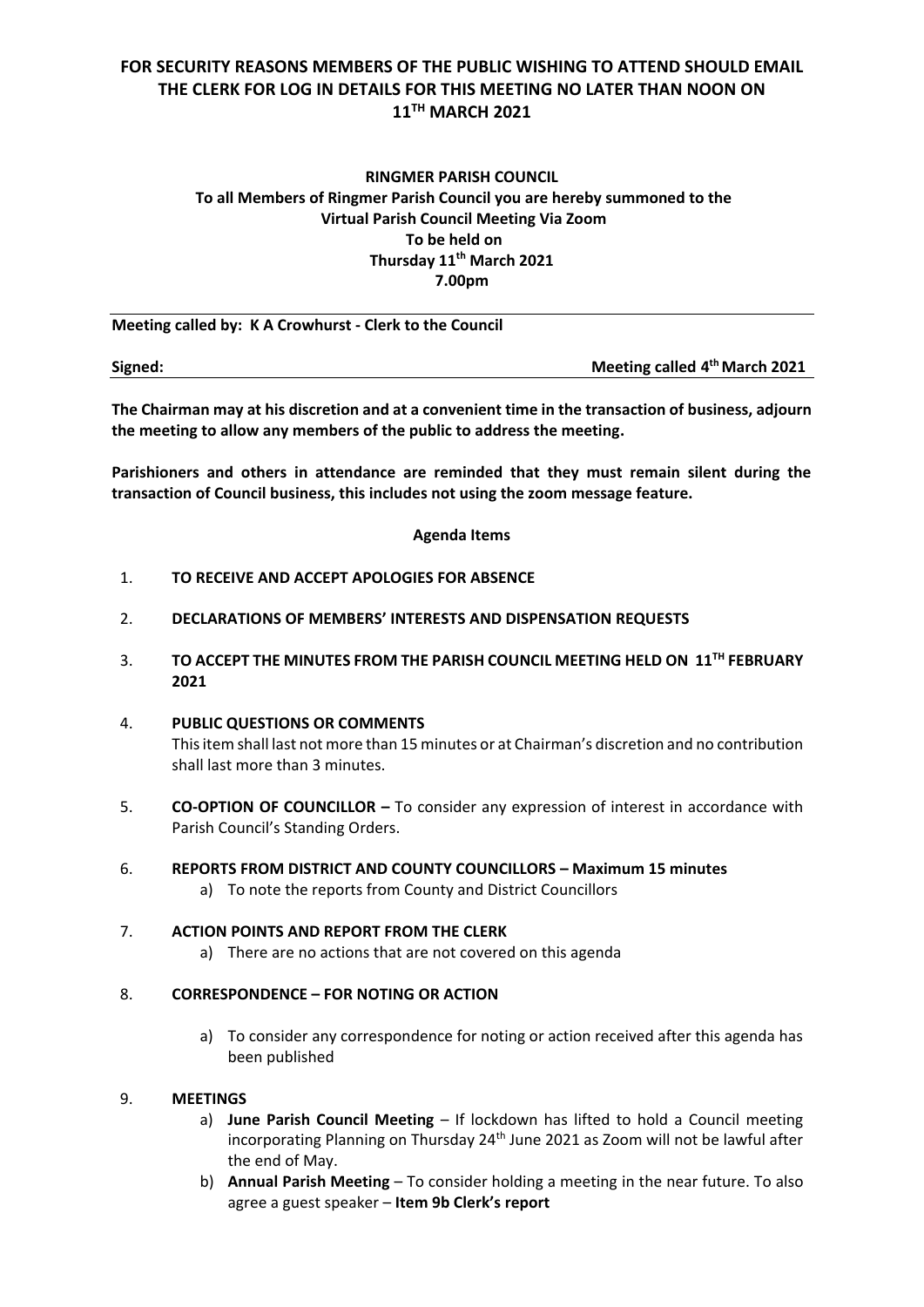**FOR SECURITY REASONS MEMBERS OF THE PUBLIC WISHING TO ATTEND SHOULD EMAIL THE CLERK FOR LOG IN DETAILS FOR THIS MEETING NO LATER THAN NOON ON 11TH MARCH 2021**

**RINGMER PARISH COUNCIL**
**To all Members of Ringmer Parish Council you are hereby summoned to the Virtual Parish Council Meeting Via Zoom**
**To be held on**
**Thursday 11th March 2021**
**7.00pm**

**Meeting called by: K A Crowhurst - Clerk to the Council**

**Signed:** **Meeting called 4th March 2021**

**The Chairman may at his discretion and at a convenient time in the transaction of business, adjourn the meeting to allow any members of the public to address the meeting.**

**Parishioners and others in attendance are reminded that they must remain silent during the transaction of Council business, this includes not using the zoom message feature.**

**Agenda Items**

1. **TO RECEIVE AND ACCEPT APOLOGIES FOR ABSENCE**

2. **DECLARATIONS OF MEMBERS' INTERESTS AND DISPENSATION REQUESTS**

3. **TO ACCEPT THE MINUTES FROM THE PARISH COUNCIL MEETING HELD ON 11TH FEBRUARY 2021**

4. **PUBLIC QUESTIONS OR COMMENTS**
   This item shall last not more than 15 minutes or at Chairman's discretion and no contribution shall last more than 3 minutes.

5. **CO-OPTION OF COUNCILLOR –** To consider any expression of interest in accordance with Parish Council's Standing Orders.

6. **REPORTS FROM DISTRICT AND COUNTY COUNCILLORS – Maximum 15 minutes**
   a) To note the reports from County and District Councillors

7. **ACTION POINTS AND REPORT FROM THE CLERK**
   a) There are no actions that are not covered on this agenda

8. **CORRESPONDENCE – FOR NOTING OR ACTION**
   a) To consider any correspondence for noting or action received after this agenda has been published

9. **MEETINGS**
   a) **June Parish Council Meeting** – If lockdown has lifted to hold a Council meeting incorporating Planning on Thursday 24th June 2021 as Zoom will not be lawful after the end of May.
   b) **Annual Parish Meeting** – To consider holding a meeting in the near future. To also agree a guest speaker – **Item 9b Clerk's report**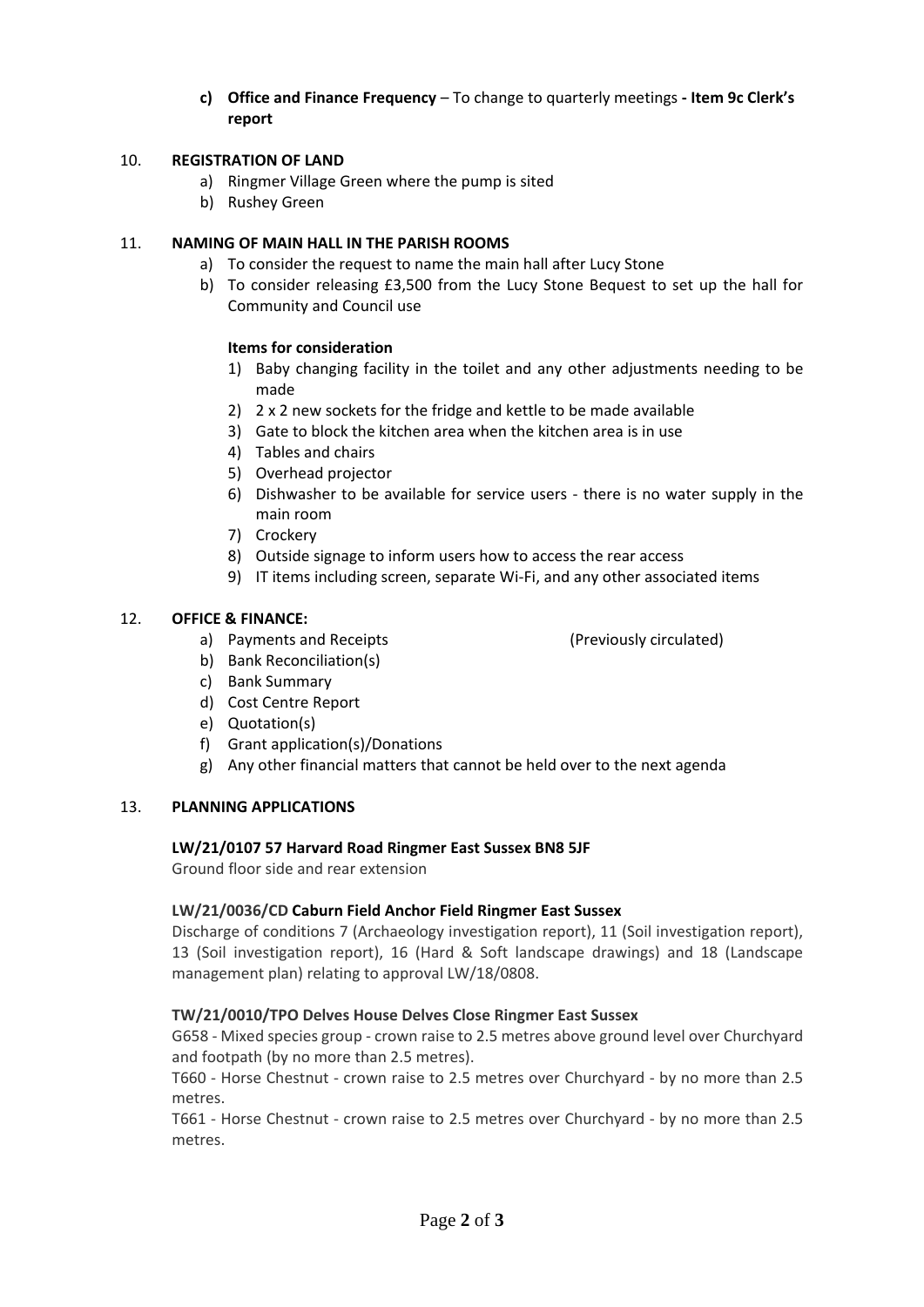**c) Office and Finance Frequency** – To change to quarterly meetings **- Item 9c Clerk's report**

10. **REGISTRATION OF LAND**
    a) Ringmer Village Green where the pump is sited
    b) Rushey Green

11. **NAMING OF MAIN HALL IN THE PARISH ROOMS**
    a) To consider the request to name the main hall after Lucy Stone
    b) To consider releasing £3,500 from the Lucy Stone Bequest to set up the hall for Community and Council use

    **Items for consideration**
    1) Baby changing facility in the toilet and any other adjustments needing to be made
    2) 2 x 2 new sockets for the fridge and kettle to be made available
    3) Gate to block the kitchen area when the kitchen area is in use
    4) Tables and chairs
    5) Overhead projector
    6) Dishwasher to be available for service users - there is no water supply in the main room
    7) Crockery
    8) Outside signage to inform users how to access the rear access
    9) IT items including screen, separate Wi-Fi, and any other associated items

12. **OFFICE & FINANCE:**
    a) Payments and Receipts (Previously circulated)
    b) Bank Reconciliation(s)
    c) Bank Summary
    d) Cost Centre Report
    e) Quotation(s)
    f) Grant application(s)/Donations
    g) Any other financial matters that cannot be held over to the next agenda

13. **PLANNING APPLICATIONS**

**LW/21/0107 57 Harvard Road Ringmer East Sussex BN8 5JF**
Ground floor side and rear extension

**LW/21/0036/CD Caburn Field Anchor Field Ringmer East Sussex**
Discharge of conditions 7 (Archaeology investigation report), 11 (Soil investigation report), 13 (Soil investigation report), 16 (Hard & Soft landscape drawings) and 18 (Landscape management plan) relating to approval LW/18/0808.

**TW/21/0010/TPO Delves House Delves Close Ringmer East Sussex**
G658 - Mixed species group - crown raise to 2.5 metres above ground level over Churchyard and footpath (by no more than 2.5 metres).
T660 - Horse Chestnut - crown raise to 2.5 metres over Churchyard - by no more than 2.5 metres.
T661 - Horse Chestnut - crown raise to 2.5 metres over Churchyard - by no more than 2.5 metres.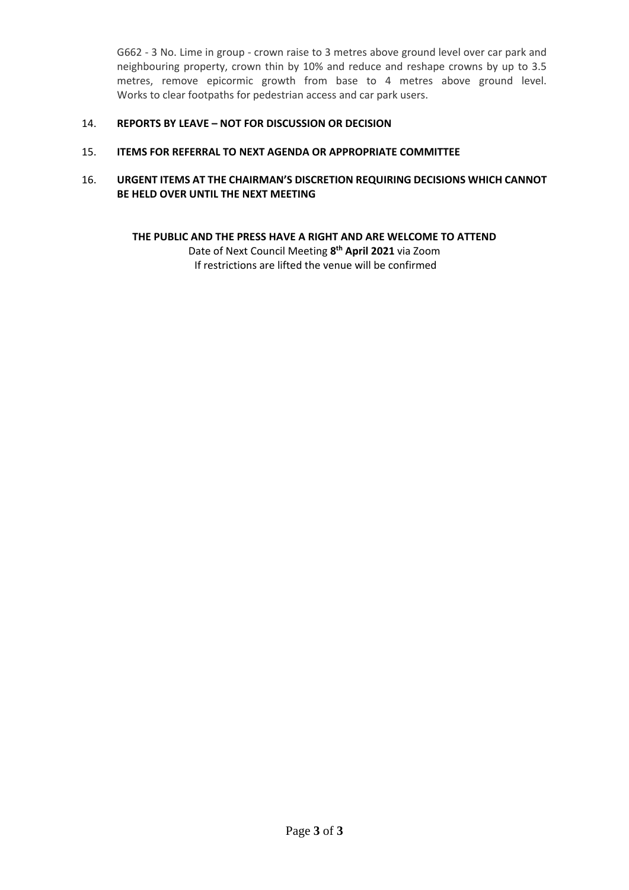G662 - 3 No. Lime in group - crown raise to 3 metres above ground level over car park and neighbouring property, crown thin by 10% and reduce and reshape crowns by up to 3.5 metres, remove epicormic growth from base to 4 metres above ground level. Works to clear footpaths for pedestrian access and car park users.

14. **REPORTS BY LEAVE – NOT FOR DISCUSSION OR DECISION**

15. **ITEMS FOR REFERRAL TO NEXT AGENDA OR APPROPRIATE COMMITTEE**

16. **URGENT ITEMS AT THE CHAIRMAN'S DISCRETION REQUIRING DECISIONS WHICH CANNOT BE HELD OVER UNTIL THE NEXT MEETING**

**THE PUBLIC AND THE PRESS HAVE A RIGHT AND ARE WELCOME TO ATTEND**

Date of Next Council Meeting **8th April 2021** via Zoom

If restrictions are lifted the venue will be confirmed